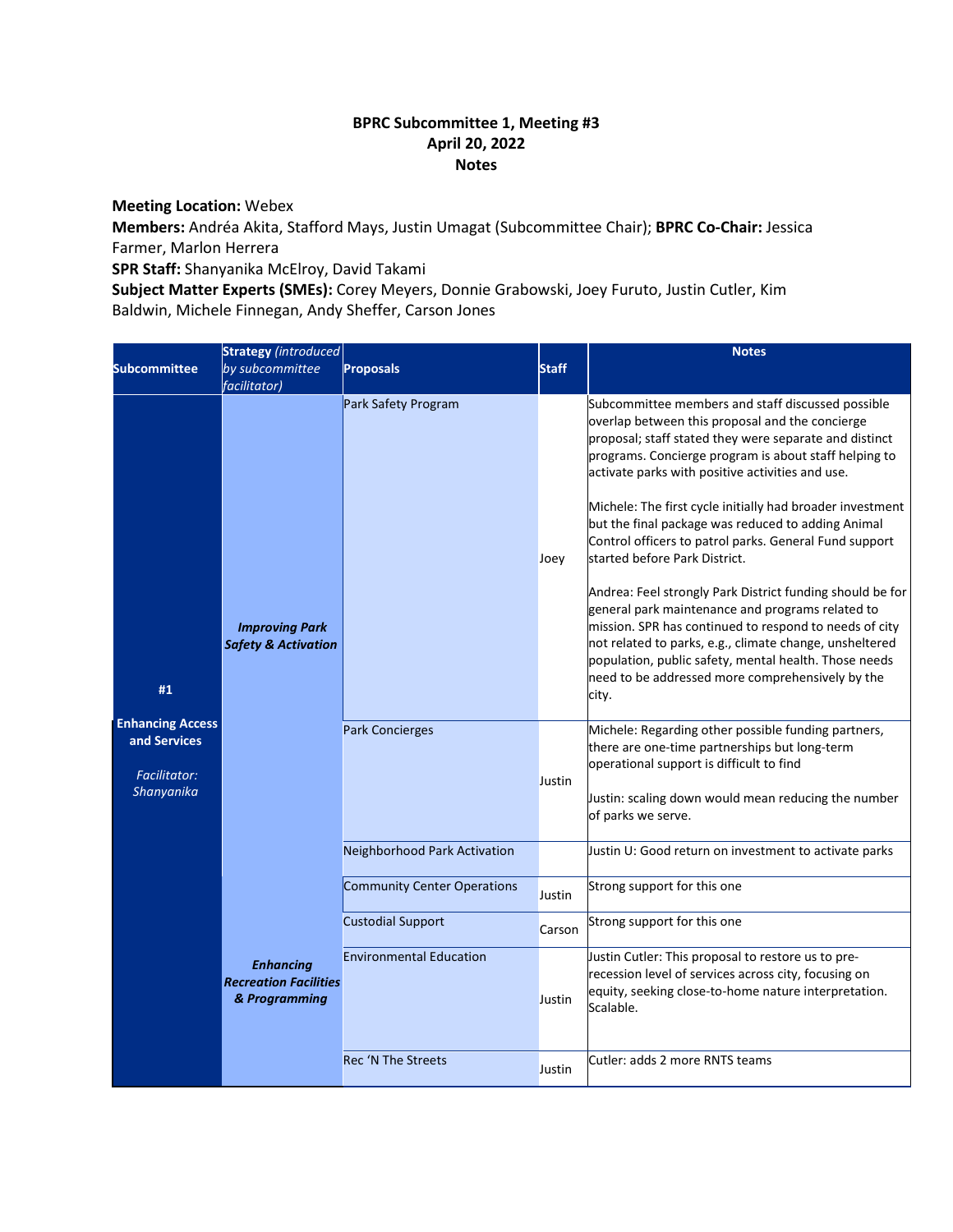**BPRC Subcommittee 1, Meeting #3**
**April 20, 2022**
**Notes**

**Meeting Location:** Webex
**Members:** Andréa Akita, Stafford Mays, Justin Umagat (Subcommittee Chair); **BPRC Co-Chair:** Jessica Farmer, Marlon Herrera
**SPR Staff:** Shanyanika McElroy, David Takami
**Subject Matter Experts (SMEs):** Corey Meyers, Donnie Grabowski, Joey Furuto, Justin Cutler, Kim Baldwin, Michele Finnegan, Andy Sheffer, Carson Jones

| Subcommittee | Strategy *(introduced by subcommittee facilitator)* | Proposals | Staff | Notes |
|---|---|---|---|---|
| #1 Enhancing Access and Services *Facilitator: Shanyanika* | ***Improving Park Safety & Activation*** | Park Safety Program | Joey | Subcommittee members and staff discussed possible overlap between this proposal and the concierge proposal; staff stated they were separate and distinct programs. Concierge program is about staff helping to activate parks with positive activities and use. <br><br> Michele: The first cycle initially had broader investment but the final package was reduced to adding Animal Control officers to patrol parks. General Fund support started before Park District. <br><br> Andrea: Feel strongly Park District funding should be for general park maintenance and programs related to mission. SPR has continued to respond to needs of city not related to parks, e.g., climate change, unsheltered population, public safety, mental health. Those needs need to be addressed more comprehensively by the city. |
| | | Park Concierges | Justin | Michele: Regarding other possible funding partners, there are one-time partnerships but long-term operational support is difficult to find <br><br> Justin: scaling down would mean reducing the number of parks we serve. |
| | | Neighborhood Park Activation | | Justin U: Good return on investment to activate parks |
| | ***Enhancing Recreation Facilities & Programming*** | Community Center Operations | Justin | Strong support for this one |
| | | Custodial Support | Carson | Strong support for this one |
| | | Environmental Education | Justin | Justin Cutler: This proposal to restore us to pre-recession level of services across city, focusing on equity, seeking close-to-home nature interpretation. Scalable. |
| | | Rec 'N The Streets | Justin | Cutler: adds 2 more RNTS teams |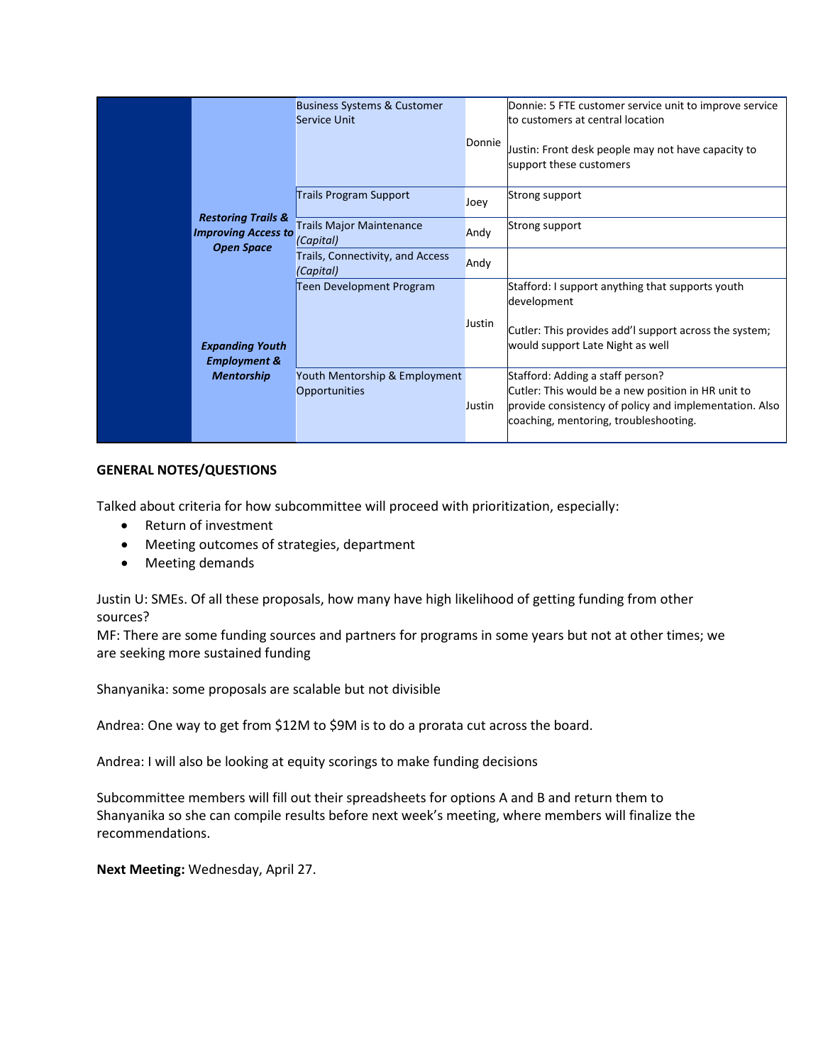| | | | | |
|---|---|---|---|---|
| | | Business Systems & Customer Service Unit | Donnie | Donnie: 5 FTE customer service unit to improve service to customers at central location<br><br>Justin: Front desk people may not have capacity to support these customers |
| | ***Restoring Trails & Improving Access to Open Space*** | Trails Program Support | Joey | Strong support |
| | | Trails Major Maintenance *(Capital)* | Andy | Strong support |
| | | Trails, Connectivity, and Access *(Capital)* | Andy | |
| | ***Expanding Youth Employment & Mentorship*** | Teen Development Program | Justin | Stafford: I support anything that supports youth development<br><br>Cutler: This provides add'l support across the system; would support Late Night as well |
| | | Youth Mentorship & Employment Opportunities | Justin | Stafford: Adding a staff person?<br>Cutler: This would be a new position in HR unit to provide consistency of policy and implementation. Also coaching, mentoring, troubleshooting. |

**GENERAL NOTES/QUESTIONS**

Talked about criteria for how subcommittee will proceed with prioritization, especially:

- Return of investment
- Meeting outcomes of strategies, department
- Meeting demands

Justin U: SMEs. Of all these proposals, how many have high likelihood of getting funding from other sources?
MF: There are some funding sources and partners for programs in some years but not at other times; we are seeking more sustained funding

Shanyanika: some proposals are scalable but not divisible

Andrea: One way to get from $12M to $9M is to do a prorata cut across the board.

Andrea: I will also be looking at equity scorings to make funding decisions

Subcommittee members will fill out their spreadsheets for options A and B and return them to Shanyanika so she can compile results before next week's meeting, where members will finalize the recommendations.

**Next Meeting:** Wednesday, April 27.